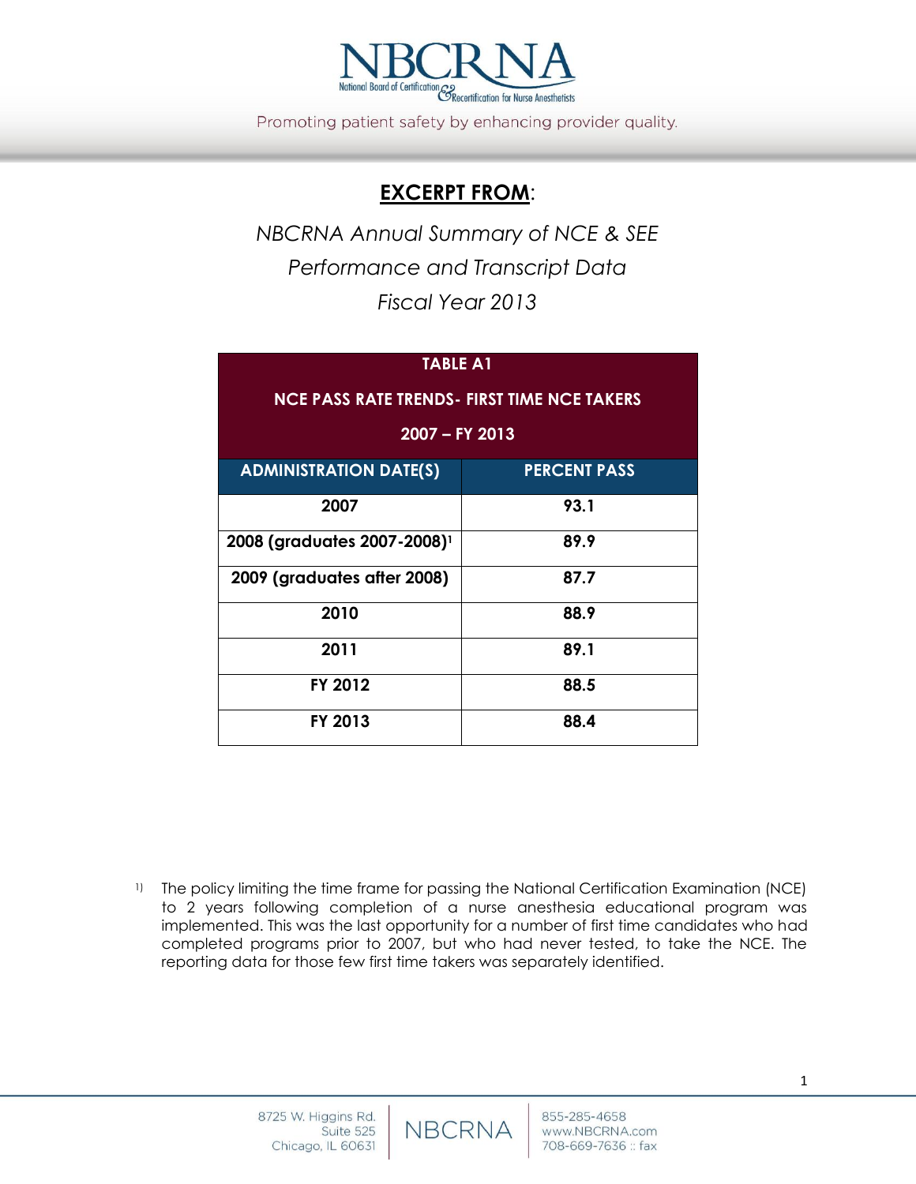# NBCRNA

National Board of Certification & Recertification for Nurse Anesthetists

Promoting patient safety by enhancing provider quality.

## **EXCERPT FROM**:

*NBCRNA Annual Summary of NCE & SEE Performance and Transcript Data Fiscal Year 2013*

| TABLE A1 NCE PASS RATE TRENDS- FIRST TIME NCE TAKERS 2007 – FY 2013 | |
|---|---|
| **ADMINISTRATION DATE(S)** | **PERCENT PASS** |
| 2007 | 93.1 |
| 2008 (graduates 2007-2008)[1] | 89.9 |
| 2009 (graduates after 2008) | 87.7 |
| 2010 | 88.9 |
| 2011 | 89.1 |
| FY 2012 | 88.5 |
| FY 2013 | 88.4 |

1) The policy limiting the time frame for passing the National Certification Examination (NCE) to 2 years following completion of a nurse anesthesia educational program was implemented. This was the last opportunity for a number of first time candidates who had completed programs prior to 2007, but who had never tested, to take the NCE. The reporting data for those few first time takers was separately identified.

8725 W. Higgins Rd.
Suite 525
Chicago, IL 60631

NBCRNA

855-285-4658
www.NBCRNA.com
708-669-7636 :: fax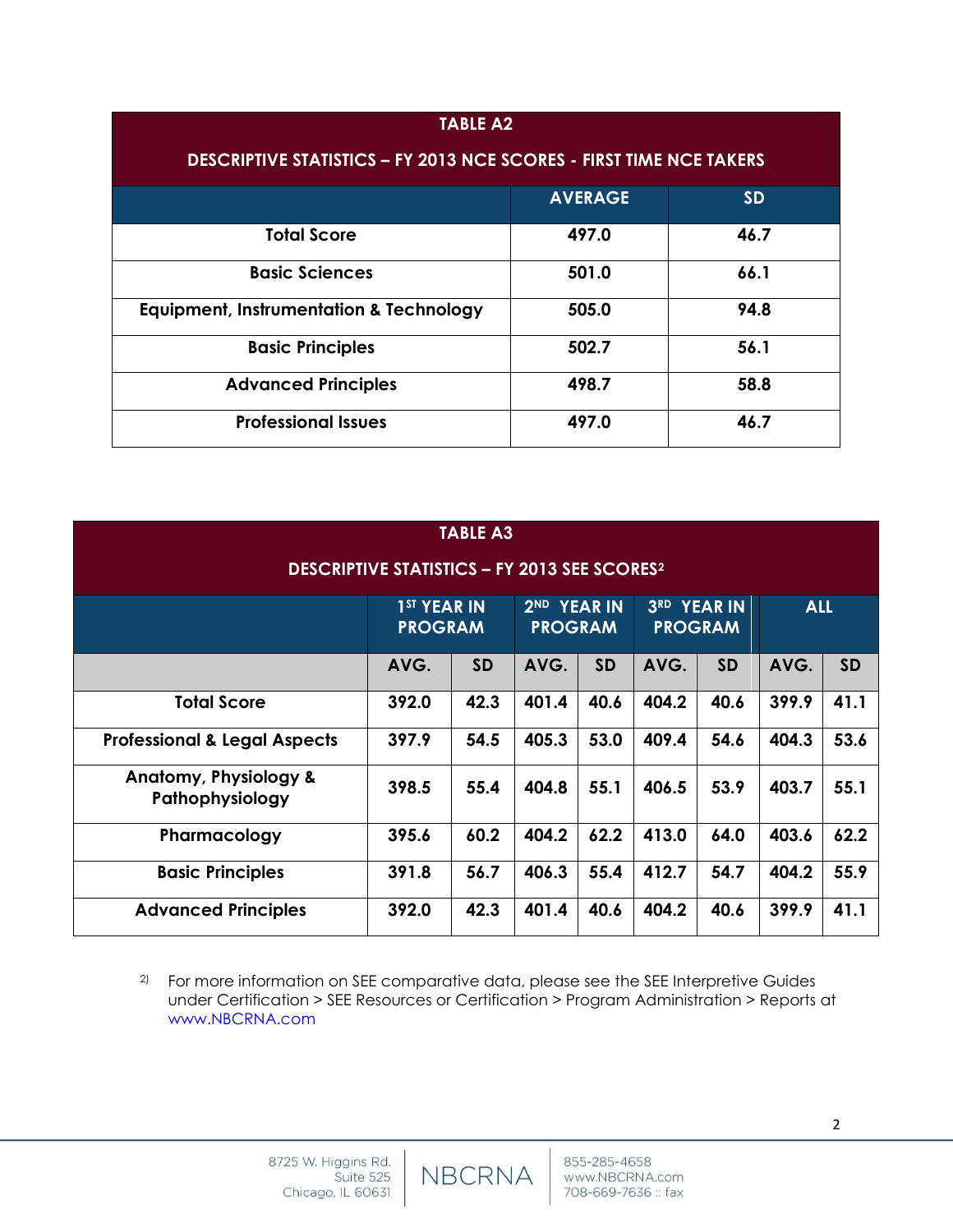| TABLE A2 DESCRIPTIVE STATISTICS – FY 2013 NCE SCORES - FIRST TIME NCE TAKERS | | |
|---|---|---|
| | AVERAGE | SD |
| Total Score | 497.0 | 46.7 |
| Basic Sciences | 501.0 | 66.1 |
| Equipment, Instrumentation & Technology | 505.0 | 94.8 |
| Basic Principles | 502.7 | 56.1 |
| Advanced Principles | 498.7 | 58.8 |
| Professional Issues | 497.0 | 46.7 |

| TABLE A3 DESCRIPTIVE STATISTICS – FY 2013 SEE SCORES[2] | | | | | | | | |
|---|---|---|---|---|---|---|---|---|
| | 1ST YEAR IN PROGRAM | | 2ND YEAR IN PROGRAM | | 3RD YEAR IN PROGRAM | | ALL | |
| | AVG. | SD | AVG. | SD | AVG. | SD | AVG. | SD |
| Total Score | 392.0 | 42.3 | 401.4 | 40.6 | 404.2 | 40.6 | 399.9 | 41.1 |
| Professional & Legal Aspects | 397.9 | 54.5 | 405.3 | 53.0 | 409.4 | 54.6 | 404.3 | 53.6 |
| Anatomy, Physiology & Pathophysiology | 398.5 | 55.4 | 404.8 | 55.1 | 406.5 | 53.9 | 403.7 | 55.1 |
| Pharmacology | 395.6 | 60.2 | 404.2 | 62.2 | 413.0 | 64.0 | 403.6 | 62.2 |
| Basic Principles | 391.8 | 56.7 | 406.3 | 55.4 | 412.7 | 54.7 | 404.2 | 55.9 |
| Advanced Principles | 392.0 | 42.3 | 401.4 | 40.6 | 404.2 | 40.6 | 399.9 | 41.1 |

2) For more information on SEE comparative data, please see the SEE Interpretive Guides under Certification > SEE Resources or Certification > Program Administration > Reports at www.NBCRNA.com

8725 W. Higgins Rd.
Suite 525
Chicago, IL 60631

NBCRNA

855-285-4658
www.NBCRNA.com
708-669-7636 :: fax